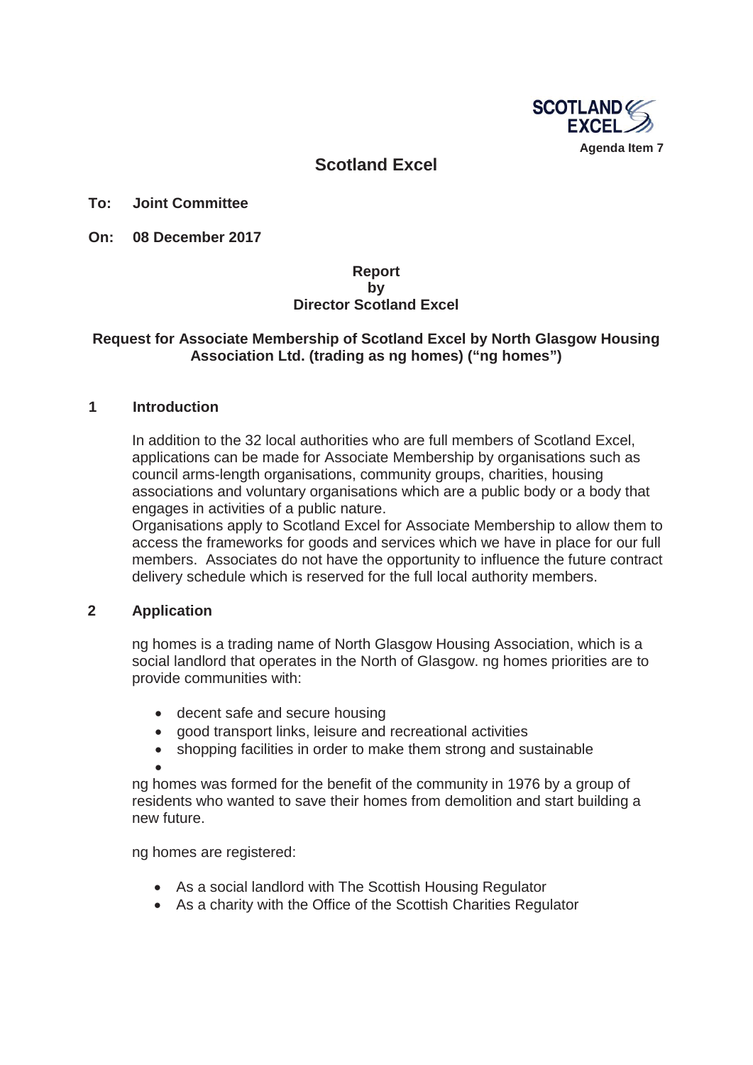Agenda Item 7

# Scotland Excel

**To: Joint Committee**

**On: 08 December 2017**

**Report**
**by**
**Director Scotland Excel**

**Request for Associate Membership of Scotland Excel by North Glasgow Housing Association Ltd. (trading as ng homes) ("ng homes")**

## 1 Introduction

In addition to the 32 local authorities who are full members of Scotland Excel, applications can be made for Associate Membership by organisations such as council arms-length organisations, community groups, charities, housing associations and voluntary organisations which are a public body or a body that engages in activities of a public nature.
Organisations apply to Scotland Excel for Associate Membership to allow them to access the frameworks for goods and services which we have in place for our full members. Associates do not have the opportunity to influence the future contract delivery schedule which is reserved for the full local authority members.

## 2 Application

ng homes is a trading name of North Glasgow Housing Association, which is a social landlord that operates in the North of Glasgow. ng homes priorities are to provide communities with:

- decent safe and secure housing
- good transport links, leisure and recreational activities
- shopping facilities in order to make them strong and sustainable

ng homes was formed for the benefit of the community in 1976 by a group of residents who wanted to save their homes from demolition and start building a new future.

ng homes are registered:

- As a social landlord with The Scottish Housing Regulator
- As a charity with the Office of the Scottish Charities Regulator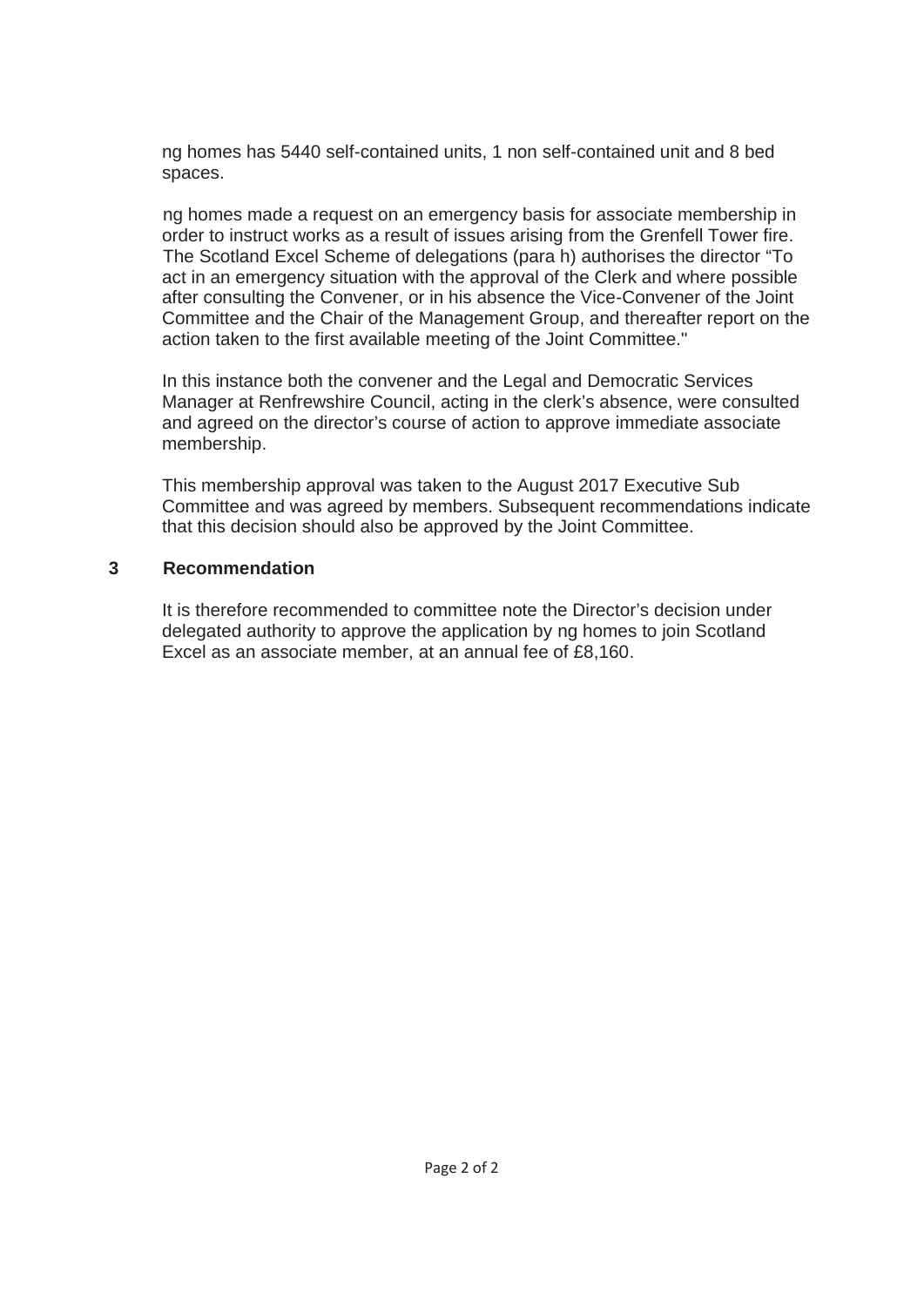ng homes has 5440 self-contained units, 1 non self-contained unit and 8 bed spaces.

ng homes made a request on an emergency basis for associate membership in order to instruct works as a result of issues arising from the Grenfell Tower fire. The Scotland Excel Scheme of delegations (para h) authorises the director "To act in an emergency situation with the approval of the Clerk and where possible after consulting the Convener, or in his absence the Vice-Convener of the Joint Committee and the Chair of the Management Group, and thereafter report on the action taken to the first available meeting of the Joint Committee."

In this instance both the convener and the Legal and Democratic Services Manager at Renfrewshire Council, acting in the clerk's absence, were consulted and agreed on the director's course of action to approve immediate associate membership.

This membership approval was taken to the August 2017 Executive Sub Committee and was agreed by members. Subsequent recommendations indicate that this decision should also be approved by the Joint Committee.

## 3 Recommendation

It is therefore recommended to committee note the Director's decision under delegated authority to approve the application by ng homes to join Scotland Excel as an associate member, at an annual fee of £8,160.